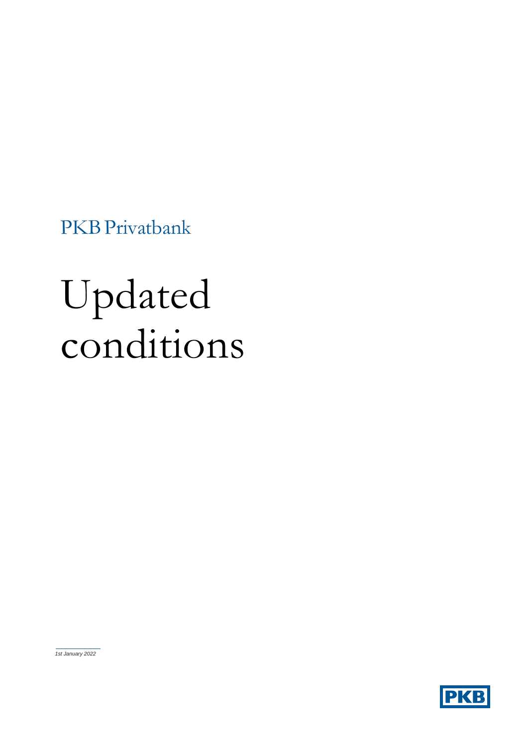PKB Privatbank

# Updated conditions

*1st January 2022*

PKB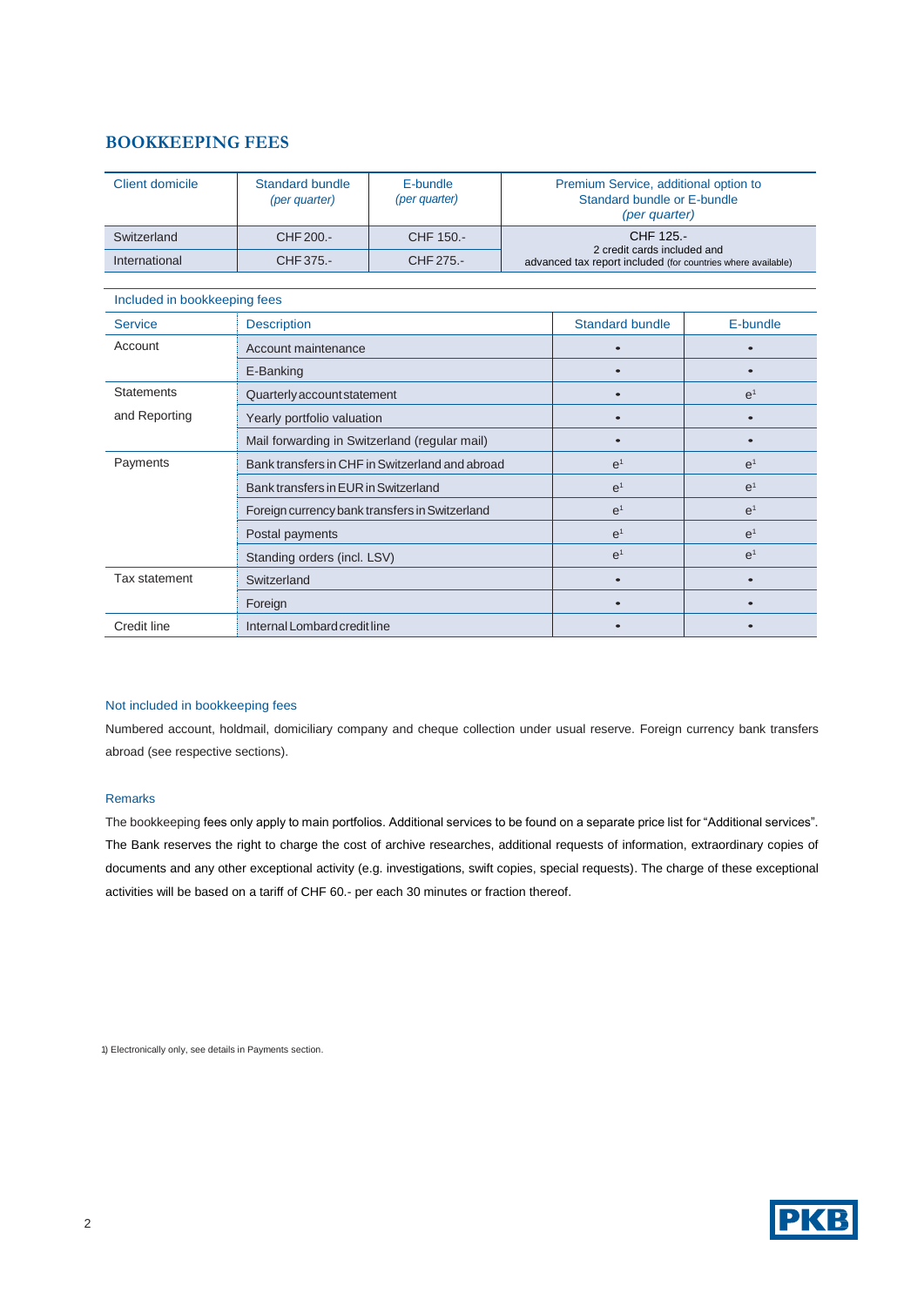## BOOKKEEPING FEES

| Client domicile | Standard bundle *(per quarter)* | E-bundle *(per quarter)* | Premium Service, additional option to Standard bundle or E-bundle *(per quarter)* |
|---|---|---|---|
| Switzerland | CHF 200.- | CHF 150.- | CHF 125.- 2 credit cards included and advanced tax report included (for countries where available) |
| International | CHF 375.- | CHF 275.- | |

Included in bookkeeping fees

| Service | Description | Standard bundle | E-bundle |
|---|---|---|---|
| Account | Account maintenance | • | • |
| | E-Banking | • | • |
| Statements and Reporting | Quarterly account statement | • | e[1] |
| | Yearly portfolio valuation | • | • |
| | Mail forwarding in Switzerland (regular mail) | • | • |
| Payments | Bank transfers in CHF in Switzerland and abroad | e[1] | e[1] |
| | Bank transfers in EUR in Switzerland | e[1] | e[1] |
| | Foreign currency bank transfers in Switzerland | e[1] | e[1] |
| | Postal payments | e[1] | e[1] |
| | Standing orders (incl. LSV) | e[1] | e[1] |
| Tax statement | Switzerland | • | • |
| | Foreign | • | • |
| Credit line | Internal Lombard credit line | • | • |

#### Not included in bookkeeping fees

Numbered account, holdmail, domiciliary company and cheque collection under usual reserve. Foreign currency bank transfers abroad (see respective sections).

#### Remarks

The bookkeeping fees only apply to main portfolios. Additional services to be found on a separate price list for "Additional services". The Bank reserves the right to charge the cost of archive researches, additional requests of information, extraordinary copies of documents and any other exceptional activity (e.g. investigations, swift copies, special requests). The charge of these exceptional activities will be based on a tariff of CHF 60.- per each 30 minutes or fraction thereof.

1) Electronically only, see details in Payments section.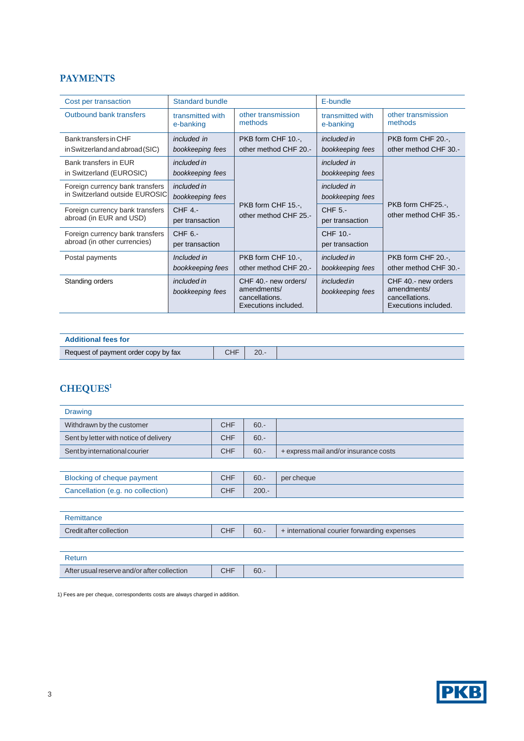## PAYMENTS

| Cost per transaction | Standard bundle | | E-bundle | |
|---|---|---|---|---|
| Outbound bank transfers | transmitted with e-banking | other transmission methods | transmitted with e-banking | other transmission methods |
| Bank transfers in CHF in Switzerland and abroad (SIC) | *included in bookkeeping fees* | PKB form CHF 10.-, other method CHF 20.- | *included in bookkeeping fees* | PKB form CHF 20.-, other method CHF 30.- |
| Bank transfers in EUR in Switzerland (EUROSIC) | *included in bookkeeping fees* | PKB form CHF 15.-, other method CHF 25.- | *included in bookkeeping fees* | PKB form CHF25.-, other method CHF 35.- |
| Foreign currency bank transfers in Switzerland outside EUROSIC | *included in bookkeeping fees* | | *included in bookkeeping fees* | |
| Foreign currency bank transfers abroad (in EUR and USD) | CHF 4.- per transaction | | CHF 5.- per transaction | |
| Foreign currency bank transfers abroad (in other currencies) | CHF 6.- per transaction | | CHF 10.- per transaction | |
| Postal payments | *Included in bookkeeping fees* | PKB form CHF 10.-, other method CHF 20.- | *included in bookkeeping fees* | PKB form CHF 20.-, other method CHF 30.- |
| Standing orders | *included in bookkeeping fees* | CHF 40.- new orders/ amendments/ cancellations. Executions included. | *included in bookkeeping fees* | CHF 40.- new orders amendments/ cancellations. Executions included. |

| Additional fees for | | | |
|---|---|---|---|
| Request of payment order copy by fax | CHF | 20.- | |

## CHEQUES[1]

| Drawing | | | |
|---|---|---|---|
| Withdrawn by the customer | CHF | 60.- | |
| Sent by letter with notice of delivery | CHF | 60.- | |
| Sent by international courier | CHF | 60.- | + express mail and/or insurance costs |

| Blocking of cheque payment | CHF | 60.- | per cheque |
|---|---|---|---|
| Cancellation (e.g. no collection) | CHF | 200.- | |

| Remittance | | | |
|---|---|---|---|
| Credit after collection | CHF | 60.- | + international courier forwarding expenses |

| Return | | | |
|---|---|---|---|
| After usual reserve and/or after collection | CHF | 60.- | |

1) Fees are per cheque, correspondents costs are always charged in addition.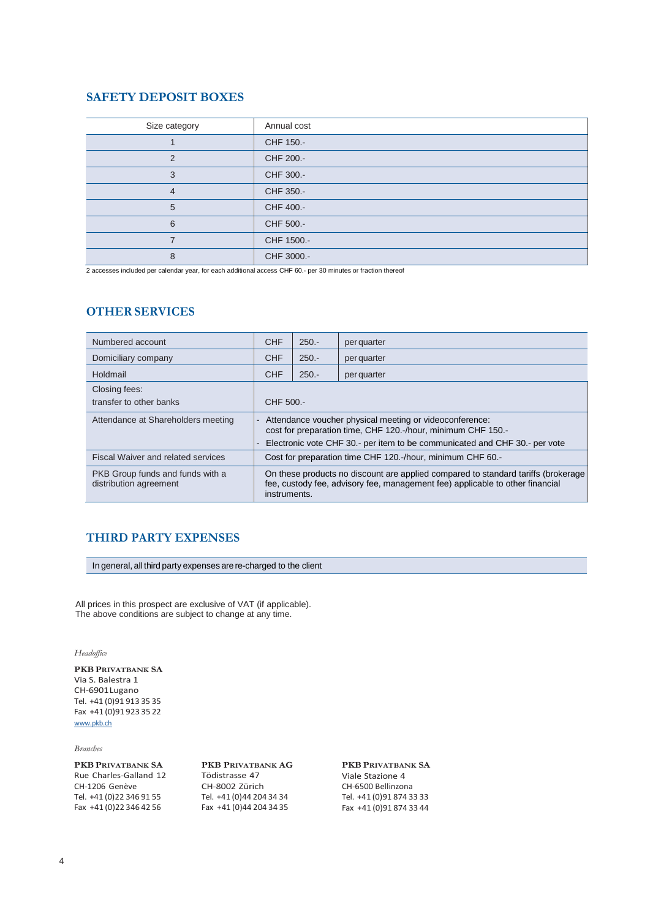## SAFETY DEPOSIT BOXES

| Size category | Annual cost |
|---|---|
| 1 | CHF 150.- |
| 2 | CHF 200.- |
| 3 | CHF 300.- |
| 4 | CHF 350.- |
| 5 | CHF 400.- |
| 6 | CHF 500.- |
| 7 | CHF 1500.- |
| 8 | CHF 3000.- |

2 accesses included per calendar year, for each additional access CHF 60.- per 30 minutes or fraction thereof

## OTHER SERVICES

| | | | |
|---|---|---|---|
| Numbered account | CHF | 250.- | per quarter |
| Domiciliary company | CHF | 250.- | per quarter |
| Holdmail | CHF | 250.- | per quarter |
| Closing fees: transfer to other banks | CHF 500.- | | |
| Attendance at Shareholders meeting | - Attendance voucher physical meeting or videoconference: cost for preparation time, CHF 120.-/hour, minimum CHF 150.- <br> - Electronic vote CHF 30.- per item to be communicated and CHF 30.- per vote | | |
| Fiscal Waiver and related services | Cost for preparation time CHF 120.-/hour, minimum CHF 60.- | | |
| PKB Group funds and funds with a distribution agreement | On these products no discount are applied compared to standard tariffs (brokerage fee, custody fee, advisory fee, management fee) applicable to other financial instruments. | | |

## THIRD PARTY EXPENSES

In general, all third party expenses are re-charged to the client

All prices in this prospect are exclusive of VAT (if applicable).
The above conditions are subject to change at any time.

*Headoffice*

**PKB PRIVATBANK SA**
Via S. Balestra 1
CH-6901 Lugano
Tel. +41 (0)91 913 35 35
Fax +41 (0)91 923 35 22
www.pkb.ch

*Branches*

**PKB PRIVATBANK SA**
Rue Charles-Galland 12
CH-1206 Genève
Tel. +41 (0)22 346 91 55
Fax +41 (0)22 346 42 56

**PKB PRIVATBANK AG**
Tödistrasse 47
CH-8002 Zürich
Tel. +41 (0)44 204 34 34
Fax +41 (0)44 204 34 35

**PKB PRIVATBANK SA**
Viale Stazione 4
CH-6500 Bellinzona
Tel. +41 (0)91 874 33 33
Fax +41 (0)91 874 33 44